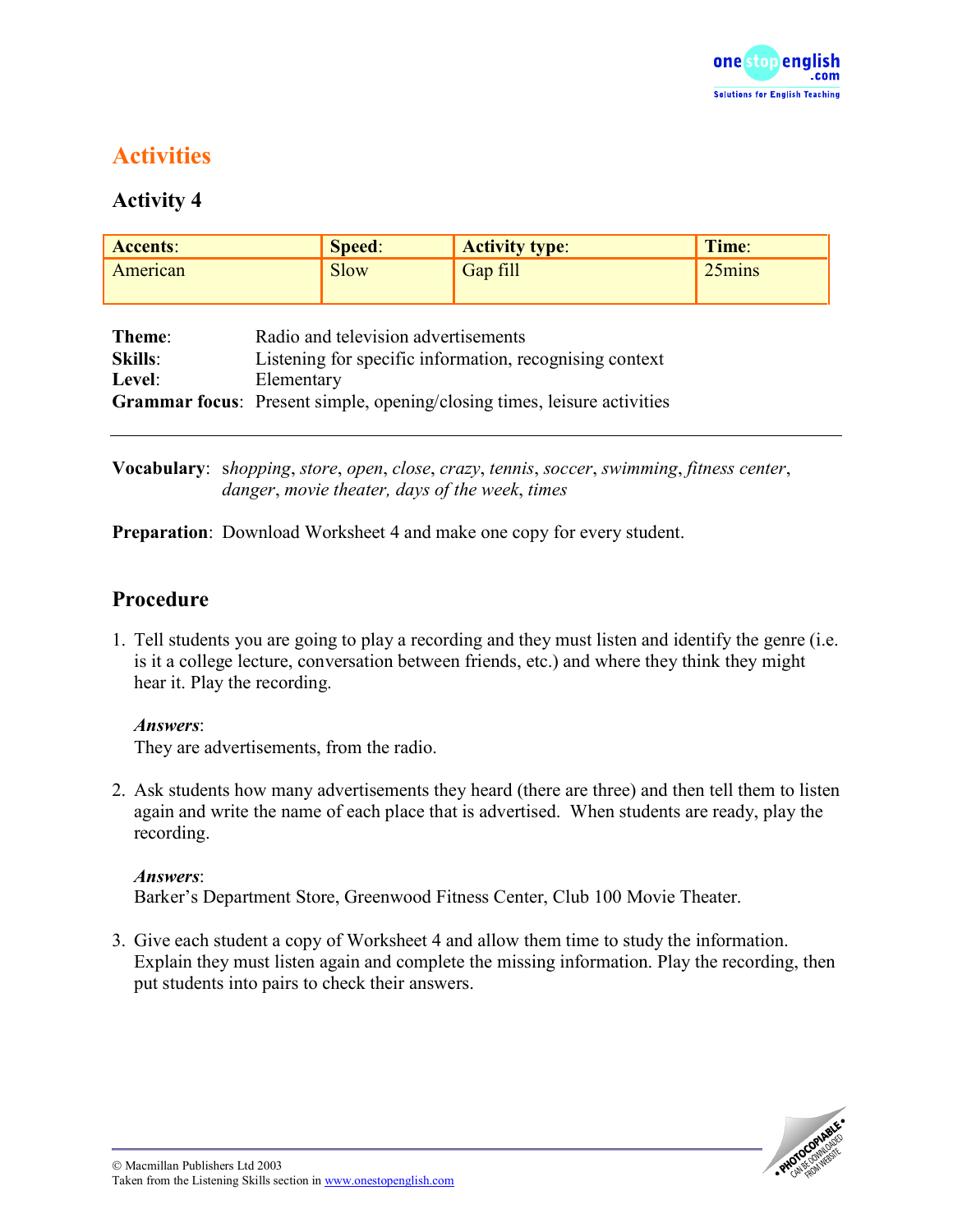# Activities

## Activity 4

| **Accents**: | **Speed**: | **Activity type**: | **Time**: |
|---|---|---|---|
| American | Slow | Gap fill | 25mins |

**Theme**: Radio and television advertisements
**Skills**: Listening for specific information, recognising context
**Level**: Elementary
**Grammar focus**: Present simple, opening/closing times, leisure activities

---

**Vocabulary**: *shopping*, *store*, *open*, *close*, *crazy*, *tennis*, *soccer*, *swimming*, *fitness center*, *danger*, *movie theater, days of the week*, *times*

**Preparation**: Download Worksheet 4 and make one copy for every student.

## Procedure

1. Tell students you are going to play a recording and they must listen and identify the genre (i.e. is it a college lecture, conversation between friends, etc.) and where they think they might hear it. Play the recording.

   ***Answers***:
   They are advertisements, from the radio.

2. Ask students how many advertisements they heard (there are three) and then tell them to listen again and write the name of each place that is advertised. When students are ready, play the recording.

   ***Answers***:
   Barker's Department Store, Greenwood Fitness Center, Club 100 Movie Theater.

3. Give each student a copy of Worksheet 4 and allow them time to study the information. Explain they must listen again and complete the missing information. Play the recording, then put students into pairs to check their answers.

© Macmillan Publishers Ltd 2003
Taken from the Listening Skills section in www.onestopenglish.com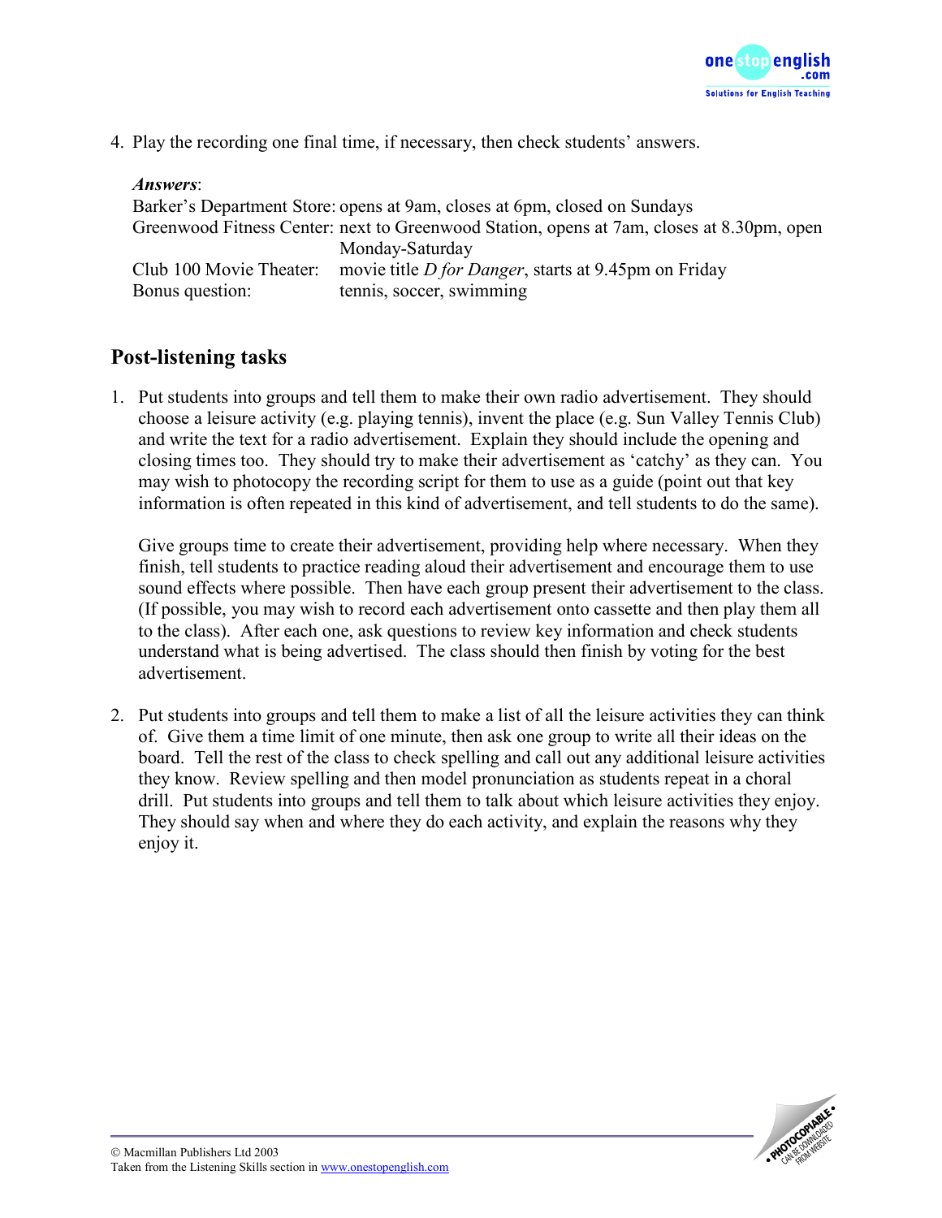4. Play the recording one final time, if necessary, then check students' answers.

***Answers***:

| | |
|---|---|
| Barker's Department Store: | opens at 9am, closes at 6pm, closed on Sundays |
| Greenwood Fitness Center: | next to Greenwood Station, opens at 7am, closes at 8.30pm, open Monday-Saturday |
| Club 100 Movie Theater: | movie title *D for Danger*, starts at 9.45pm on Friday |
| Bonus question: | tennis, soccer, swimming |

## Post-listening tasks

1. Put students into groups and tell them to make their own radio advertisement. They should choose a leisure activity (e.g. playing tennis), invent the place (e.g. Sun Valley Tennis Club) and write the text for a radio advertisement. Explain they should include the opening and closing times too. They should try to make their advertisement as 'catchy' as they can. You may wish to photocopy the recording script for them to use as a guide (point out that key information is often repeated in this kind of advertisement, and tell students to do the same).

   Give groups time to create their advertisement, providing help where necessary. When they finish, tell students to practice reading aloud their advertisement and encourage them to use sound effects where possible. Then have each group present their advertisement to the class. (If possible, you may wish to record each advertisement onto cassette and then play them all to the class). After each one, ask questions to review key information and check students understand what is being advertised. The class should then finish by voting for the best advertisement.

2. Put students into groups and tell them to make a list of all the leisure activities they can think of. Give them a time limit of one minute, then ask one group to write all their ideas on the board. Tell the rest of the class to check spelling and call out any additional leisure activities they know. Review spelling and then model pronunciation as students repeat in a choral drill. Put students into groups and tell them to talk about which leisure activities they enjoy. They should say when and where they do each activity, and explain the reasons why they enjoy it.

© Macmillan Publishers Ltd 2003
Taken from the Listening Skills section in www.onestopenglish.com